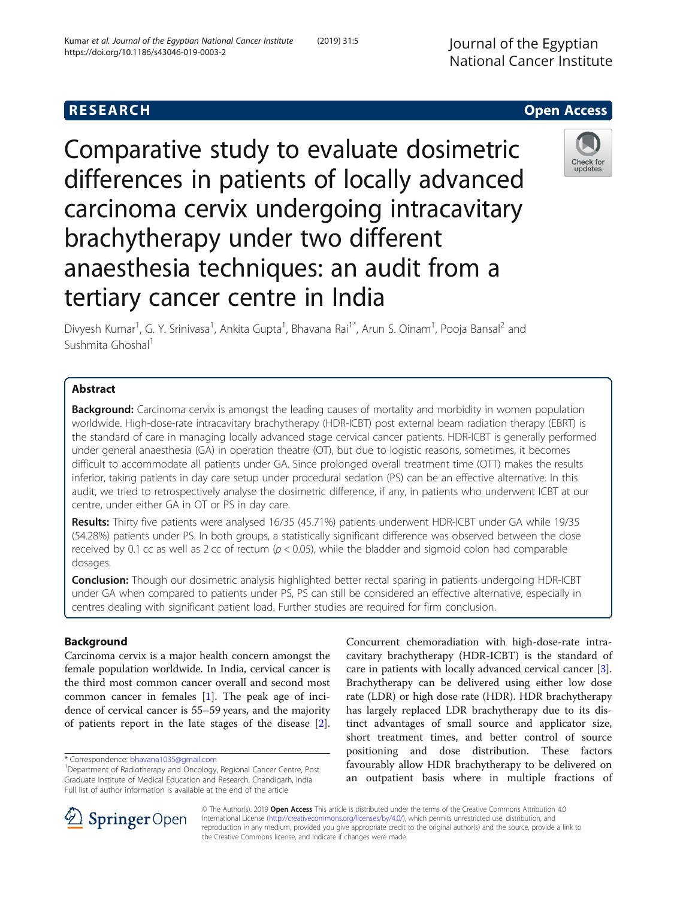RESEARCH Open Access

# Comparative study to evaluate dosimetric differences in patients of locally advanced carcinoma cervix undergoing intracavitary brachytherapy under two different anaesthesia techniques: an audit from a tertiary cancer centre in India

Divyesh Kumar[1], G. Y. Srinivasa[1], Ankita Gupta[1], Bhavana Rai[1*], Arun S. Oinam[1], Pooja Bansal[2] and Sushmita Ghoshal[1]

## Abstract

**Background:** Carcinoma cervix is amongst the leading causes of mortality and morbidity in women population worldwide. High-dose-rate intracavitary brachytherapy (HDR-ICBT) post external beam radiation therapy (EBRT) is the standard of care in managing locally advanced stage cervical cancer patients. HDR-ICBT is generally performed under general anaesthesia (GA) in operation theatre (OT), but due to logistic reasons, sometimes, it becomes difficult to accommodate all patients under GA. Since prolonged overall treatment time (OTT) makes the results inferior, taking patients in day care setup under procedural sedation (PS) can be an effective alternative. In this audit, we tried to retrospectively analyse the dosimetric difference, if any, in patients who underwent ICBT at our centre, under either GA in OT or PS in day care.

**Results:** Thirty five patients were analysed 16/35 (45.71%) patients underwent HDR-ICBT under GA while 19/35 (54.28%) patients under PS. In both groups, a statistically significant difference was observed between the dose received by 0.1 cc as well as 2 cc of rectum ($p < 0.05$), while the bladder and sigmoid colon had comparable dosages.

**Conclusion:** Though our dosimetric analysis highlighted better rectal sparing in patients undergoing HDR-ICBT under GA when compared to patients under PS, PS can still be considered an effective alternative, especially in centres dealing with significant patient load. Further studies are required for firm conclusion.

## Background

Carcinoma cervix is a major health concern amongst the female population worldwide. In India, cervical cancer is the third most common cancer overall and second most common cancer in females [1]. The peak age of incidence of cervical cancer is 55–59 years, and the majority of patients report in the late stages of the disease [2].

Concurrent chemoradiation with high-dose-rate intracavitary brachytherapy (HDR-ICBT) is the standard of care in patients with locally advanced cervical cancer [3]. Brachytherapy can be delivered using either low dose rate (LDR) or high dose rate (HDR). HDR brachytherapy has largely replaced LDR brachytherapy due to its distinct advantages of small source and applicator size, short treatment times, and better control of source positioning and dose distribution. These factors favourably allow HDR brachytherapy to be delivered on an outpatient basis where in multiple fractions of

\* Correspondence: bhavana1035@gmail.com

[1]Department of Radiotherapy and Oncology, Regional Cancer Centre, Post Graduate Institute of Medical Education and Research, Chandigarh, India

Full list of author information is available at the end of the article

© The Author(s). 2019 **Open Access** This article is distributed under the terms of the Creative Commons Attribution 4.0 International License (http://creativecommons.org/licenses/by/4.0/), which permits unrestricted use, distribution, and reproduction in any medium, provided you give appropriate credit to the original author(s) and the source, provide a link to the Creative Commons license, and indicate if changes were made.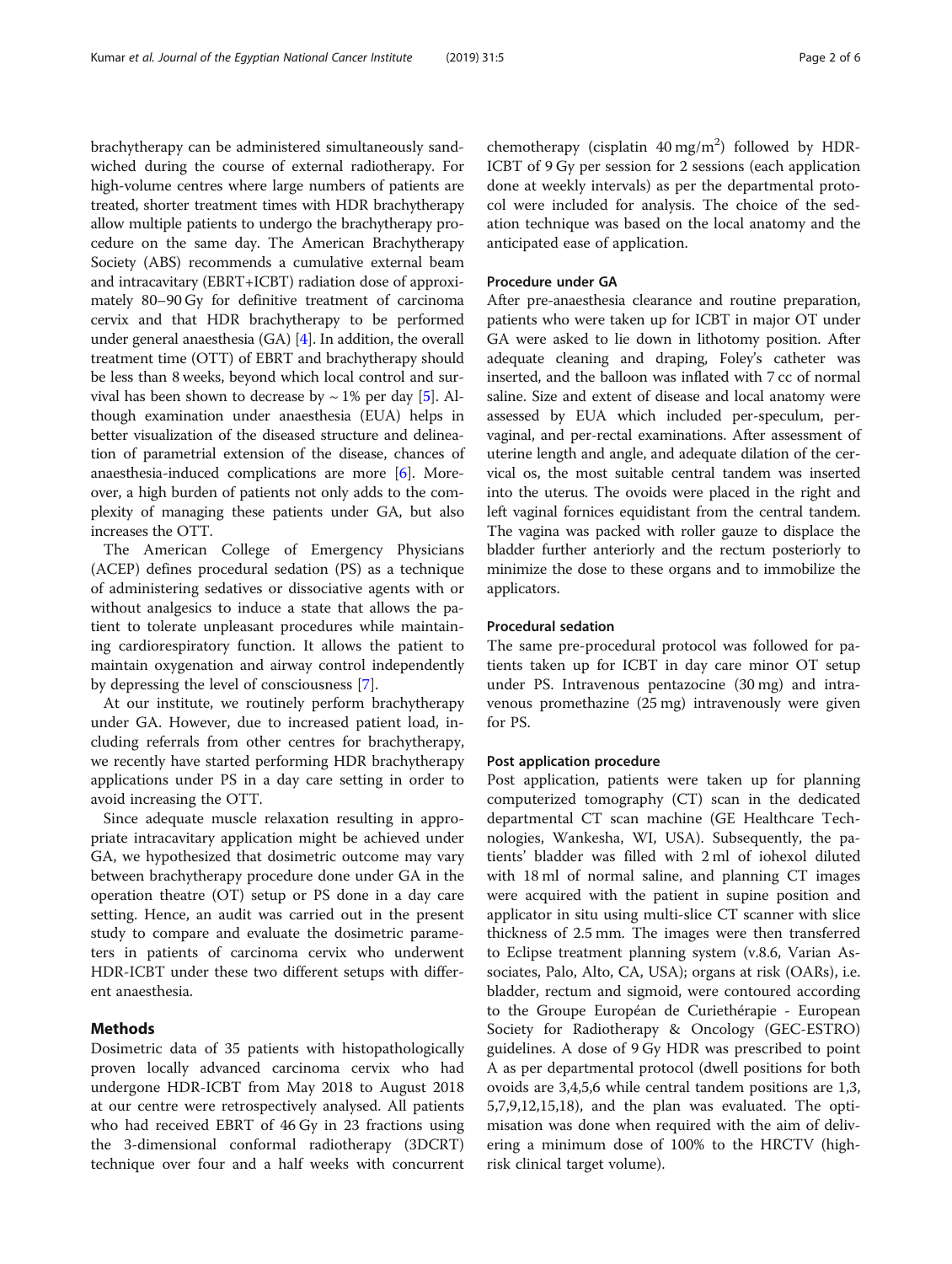brachytherapy can be administered simultaneously sandwiched during the course of external radiotherapy. For high-volume centres where large numbers of patients are treated, shorter treatment times with HDR brachytherapy allow multiple patients to undergo the brachytherapy procedure on the same day. The American Brachytherapy Society (ABS) recommends a cumulative external beam and intracavitary (EBRT+ICBT) radiation dose of approximately 80–90 Gy for definitive treatment of carcinoma cervix and that HDR brachytherapy to be performed under general anaesthesia (GA) [4]. In addition, the overall treatment time (OTT) of EBRT and brachytherapy should be less than 8 weeks, beyond which local control and survival has been shown to decrease by ~ 1% per day [5]. Although examination under anaesthesia (EUA) helps in better visualization of the diseased structure and delineation of parametrial extension of the disease, chances of anaesthesia-induced complications are more [6]. Moreover, a high burden of patients not only adds to the complexity of managing these patients under GA, but also increases the OTT.

The American College of Emergency Physicians (ACEP) defines procedural sedation (PS) as a technique of administering sedatives or dissociative agents with or without analgesics to induce a state that allows the patient to tolerate unpleasant procedures while maintaining cardiorespiratory function. It allows the patient to maintain oxygenation and airway control independently by depressing the level of consciousness [7].

At our institute, we routinely perform brachytherapy under GA. However, due to increased patient load, including referrals from other centres for brachytherapy, we recently have started performing HDR brachytherapy applications under PS in a day care setting in order to avoid increasing the OTT.

Since adequate muscle relaxation resulting in appropriate intracavitary application might be achieved under GA, we hypothesized that dosimetric outcome may vary between brachytherapy procedure done under GA in the operation theatre (OT) setup or PS done in a day care setting. Hence, an audit was carried out in the present study to compare and evaluate the dosimetric parameters in patients of carcinoma cervix who underwent HDR-ICBT under these two different setups with different anaesthesia.

## Methods

Dosimetric data of 35 patients with histopathologically proven locally advanced carcinoma cervix who had undergone HDR-ICBT from May 2018 to August 2018 at our centre were retrospectively analysed. All patients who had received EBRT of 46 Gy in 23 fractions using the 3-dimensional conformal radiotherapy (3DCRT) technique over four and a half weeks with concurrent chemotherapy (cisplatin 40 mg/m$^2$) followed by HDR-ICBT of 9 Gy per session for 2 sessions (each application done at weekly intervals) as per the departmental protocol were included for analysis. The choice of the sedation technique was based on the local anatomy and the anticipated ease of application.

### Procedure under GA

After pre-anaesthesia clearance and routine preparation, patients who were taken up for ICBT in major OT under GA were asked to lie down in lithotomy position. After adequate cleaning and draping, Foley's catheter was inserted, and the balloon was inflated with 7 cc of normal saline. Size and extent of disease and local anatomy were assessed by EUA which included per-speculum, per-vaginal, and per-rectal examinations. After assessment of uterine length and angle, and adequate dilation of the cervical os, the most suitable central tandem was inserted into the uterus. The ovoids were placed in the right and left vaginal fornices equidistant from the central tandem. The vagina was packed with roller gauze to displace the bladder further anteriorly and the rectum posteriorly to minimize the dose to these organs and to immobilize the applicators.

### Procedural sedation

The same pre-procedural protocol was followed for patients taken up for ICBT in day care minor OT setup under PS. Intravenous pentazocine (30 mg) and intravenous promethazine (25 mg) intravenously were given for PS.

### Post application procedure

Post application, patients were taken up for planning computerized tomography (CT) scan in the dedicated departmental CT scan machine (GE Healthcare Technologies, Wankesha, WI, USA). Subsequently, the patients' bladder was filled with 2 ml of iohexol diluted with 18 ml of normal saline, and planning CT images were acquired with the patient in supine position and applicator in situ using multi-slice CT scanner with slice thickness of 2.5 mm. The images were then transferred to Eclipse treatment planning system (v.8.6, Varian Associates, Palo, Alto, CA, USA); organs at risk (OARs), i.e. bladder, rectum and sigmoid, were contoured according to the Groupe Européan de Curiethérapie - European Society for Radiotherapy & Oncology (GEC-ESTRO) guidelines. A dose of 9 Gy HDR was prescribed to point A as per departmental protocol (dwell positions for both ovoids are 3,4,5,6 while central tandem positions are 1,3, 5,7,9,12,15,18), and the plan was evaluated. The optimisation was done when required with the aim of delivering a minimum dose of 100% to the HRCTV (high-risk clinical target volume).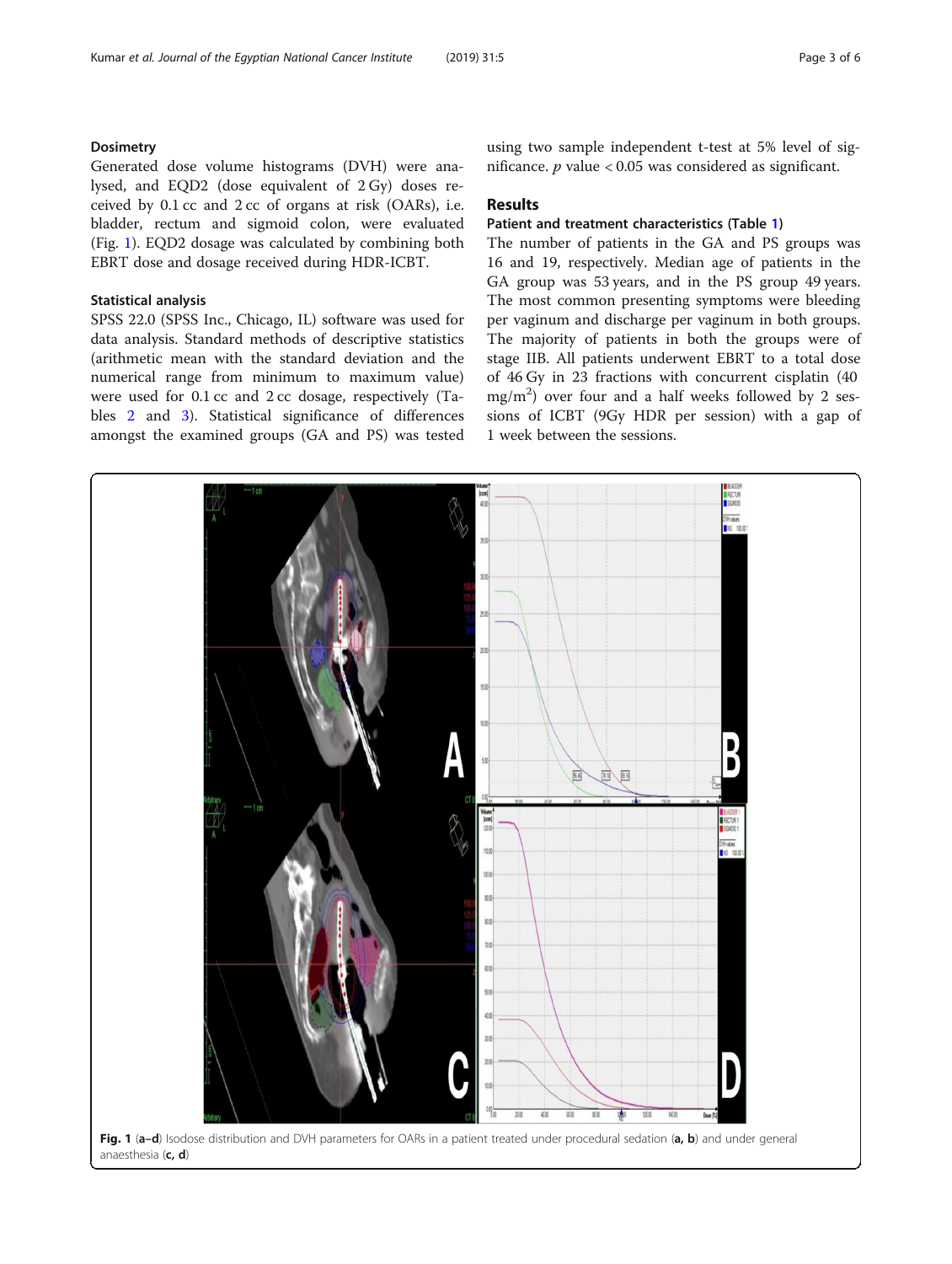### Dosimetry

Generated dose volume histograms (DVH) were analysed, and EQD2 (dose equivalent of 2 Gy) doses received by 0.1 cc and 2 cc of organs at risk (OARs), i.e. bladder, rectum and sigmoid colon, were evaluated (Fig. 1). EQD2 dosage was calculated by combining both EBRT dose and dosage received during HDR-ICBT.

### Statistical analysis

SPSS 22.0 (SPSS Inc., Chicago, IL) software was used for data analysis. Standard methods of descriptive statistics (arithmetic mean with the standard deviation and the numerical range from minimum to maximum value) were used for 0.1 cc and 2 cc dosage, respectively (Tables 2 and 3). Statistical significance of differences amongst the examined groups (GA and PS) was tested using two sample independent t-test at 5% level of significance. $p$ value < 0.05 was considered as significant.

## Results

### Patient and treatment characteristics (Table 1)

The number of patients in the GA and PS groups was 16 and 19, respectively. Median age of patients in the GA group was 53 years, and in the PS group 49 years. The most common presenting symptoms were bleeding per vaginum and discharge per vaginum in both groups. The majority of patients in both the groups were of stage IIB. All patients underwent EBRT to a total dose of 46 Gy in 23 fractions with concurrent cisplatin (40 mg/m$^2$) over four and a half weeks followed by 2 sessions of ICBT (9Gy HDR per session) with a gap of 1 week between the sessions.

**Fig. 1** (**a–d**) Isodose distribution and DVH parameters for OARs in a patient treated under procedural sedation (**a, b**) and under general anaesthesia (**c, d**)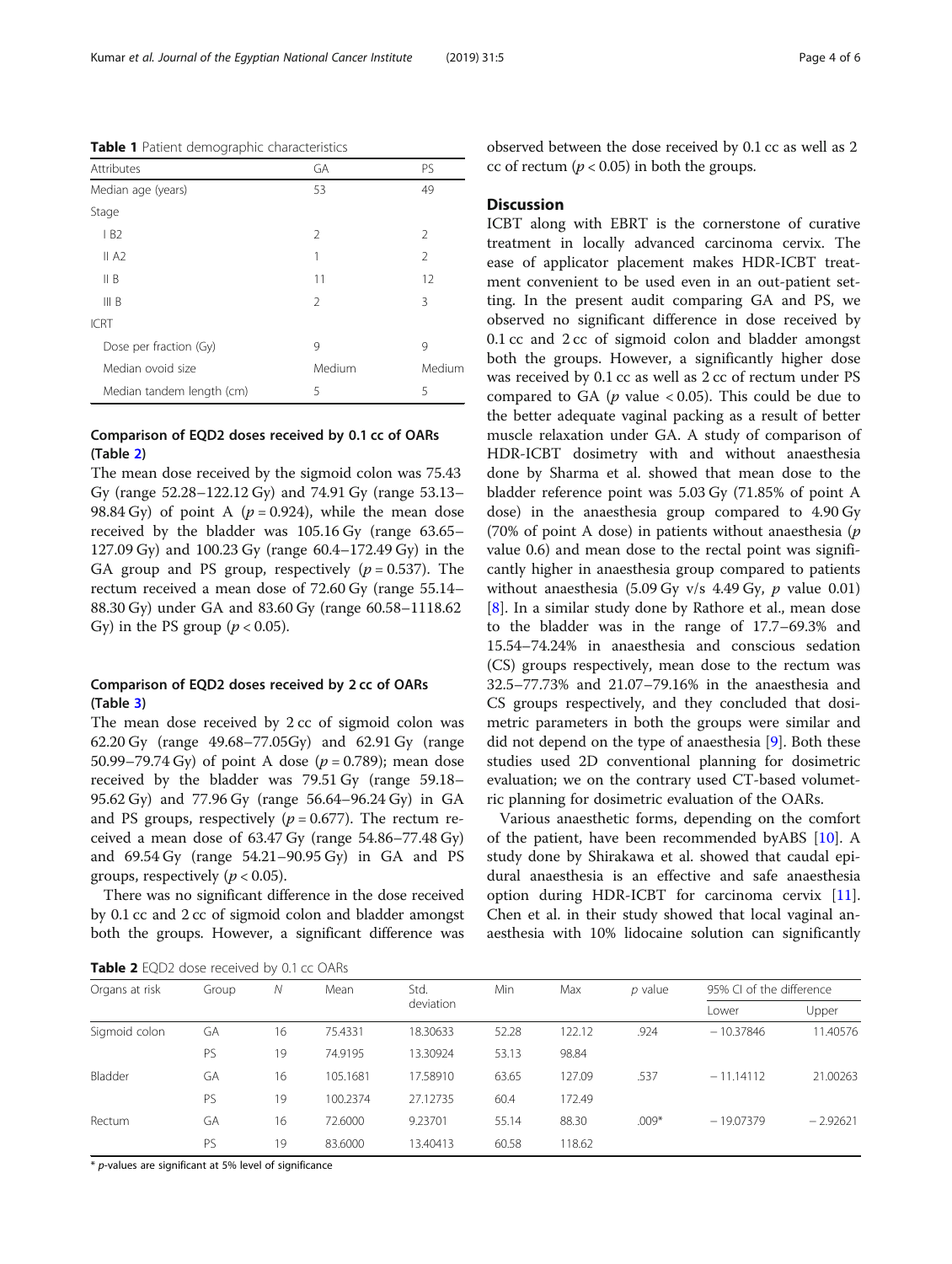**Table 1** Patient demographic characteristics

| Attributes | GA | PS |
| --- | --- | --- |
| Median age (years) | 53 | 49 |
| Stage | | |
| I B2 | 2 | 2 |
| II A2 | 1 | 2 |
| II B | 11 | 12 |
| III B | 2 | 3 |
| ICRT | | |
| Dose per fraction (Gy) | 9 | 9 |
| Median ovoid size | Medium | Medium |
| Median tandem length (cm) | 5 | 5 |

### Comparison of EQD2 doses received by 0.1 cc of OARs (Table 2)

The mean dose received by the sigmoid colon was 75.43 Gy (range 52.28–122.12 Gy) and 74.91 Gy (range 53.13–98.84 Gy) of point A ($p = 0.924$), while the mean dose received by the bladder was 105.16 Gy (range 63.65–127.09 Gy) and 100.23 Gy (range 60.4–172.49 Gy) in the GA group and PS group, respectively ($p = 0.537$). The rectum received a mean dose of 72.60 Gy (range 55.14–88.30 Gy) under GA and 83.60 Gy (range 60.58–1118.62 Gy) in the PS group ($p < 0.05$).

### Comparison of EQD2 doses received by 2 cc of OARs (Table 3)

The mean dose received by 2 cc of sigmoid colon was 62.20 Gy (range 49.68–77.05Gy) and 62.91 Gy (range 50.99–79.74 Gy) of point A dose ($p = 0.789$); mean dose received by the bladder was 79.51 Gy (range 59.18–95.62 Gy) and 77.96 Gy (range 56.64–96.24 Gy) in GA and PS groups, respectively ($p = 0.677$). The rectum received a mean dose of 63.47 Gy (range 54.86–77.48 Gy) and 69.54 Gy (range 54.21–90.95 Gy) in GA and PS groups, respectively ($p < 0.05$).

There was no significant difference in the dose received by 0.1 cc and 2 cc of sigmoid colon and bladder amongst both the groups. However, a significant difference was observed between the dose received by 0.1 cc as well as 2 cc of rectum ($p < 0.05$) in both the groups.

## Discussion

ICBT along with EBRT is the cornerstone of curative treatment in locally advanced carcinoma cervix. The ease of applicator placement makes HDR-ICBT treatment convenient to be used even in an out-patient setting. In the present audit comparing GA and PS, we observed no significant difference in dose received by 0.1 cc and 2 cc of sigmoid colon and bladder amongst both the groups. However, a significantly higher dose was received by 0.1 cc as well as 2 cc of rectum under PS compared to GA ($p$ value $< 0.05$). This could be due to the better adequate vaginal packing as a result of better muscle relaxation under GA. A study of comparison of HDR-ICBT dosimetry with and without anaesthesia done by Sharma et al. showed that mean dose to the bladder reference point was 5.03 Gy (71.85% of point A dose) in the anaesthesia group compared to 4.90 Gy (70% of point A dose) in patients without anaesthesia ($p$ value 0.6) and mean dose to the rectal point was significantly higher in anaesthesia group compared to patients without anaesthesia (5.09 Gy v/s 4.49 Gy, $p$ value 0.01) [8]. In a similar study done by Rathore et al., mean dose to the bladder was in the range of 17.7–69.3% and 15.54–74.24% in anaesthesia and conscious sedation (CS) groups respectively, mean dose to the rectum was 32.5–77.73% and 21.07–79.16% in the anaesthesia and CS groups respectively, and they concluded that dosimetric parameters in both the groups were similar and did not depend on the type of anaesthesia [9]. Both these studies used 2D conventional planning for dosimetric evaluation; we on the contrary used CT-based volumetric planning for dosimetric evaluation of the OARs.

Various anaesthetic forms, depending on the comfort of the patient, have been recommended byABS [10]. A study done by Shirakawa et al. showed that caudal epidural anaesthesia is an effective and safe anaesthesia option during HDR-ICBT for carcinoma cervix [11]. Chen et al. in their study showed that local vaginal anaesthesia with 10% lidocaine solution can significantly

**Table 2** EQD2 dose received by 0.1 cc OARs

| Organs at risk | Group | N | Mean | Std. deviation | Min | Max | p value | 95% CI of the difference | |
| --- | --- | --- | --- | --- | --- | --- | --- | --- | --- |
| | | | | | | | | Lower | Upper |
| Sigmoid colon | GA | 16 | 75.4331 | 18.30633 | 52.28 | 122.12 | .924 | −10.37846 | 11.40576 |
| | PS | 19 | 74.9195 | 13.30924 | 53.13 | 98.84 | | | |
| Bladder | GA | 16 | 105.1681 | 17.58910 | 63.65 | 127.09 | .537 | −11.14112 | 21.00263 |
| | PS | 19 | 100.2374 | 27.12735 | 60.4 | 172.49 | | | |
| Rectum | GA | 16 | 72.6000 | 9.23701 | 55.14 | 88.30 | .009* | −19.07379 | −2.92621 |
| | PS | 19 | 83.6000 | 13.40413 | 60.58 | 118.62 | | | |

\* $p$-values are significant at 5% level of significance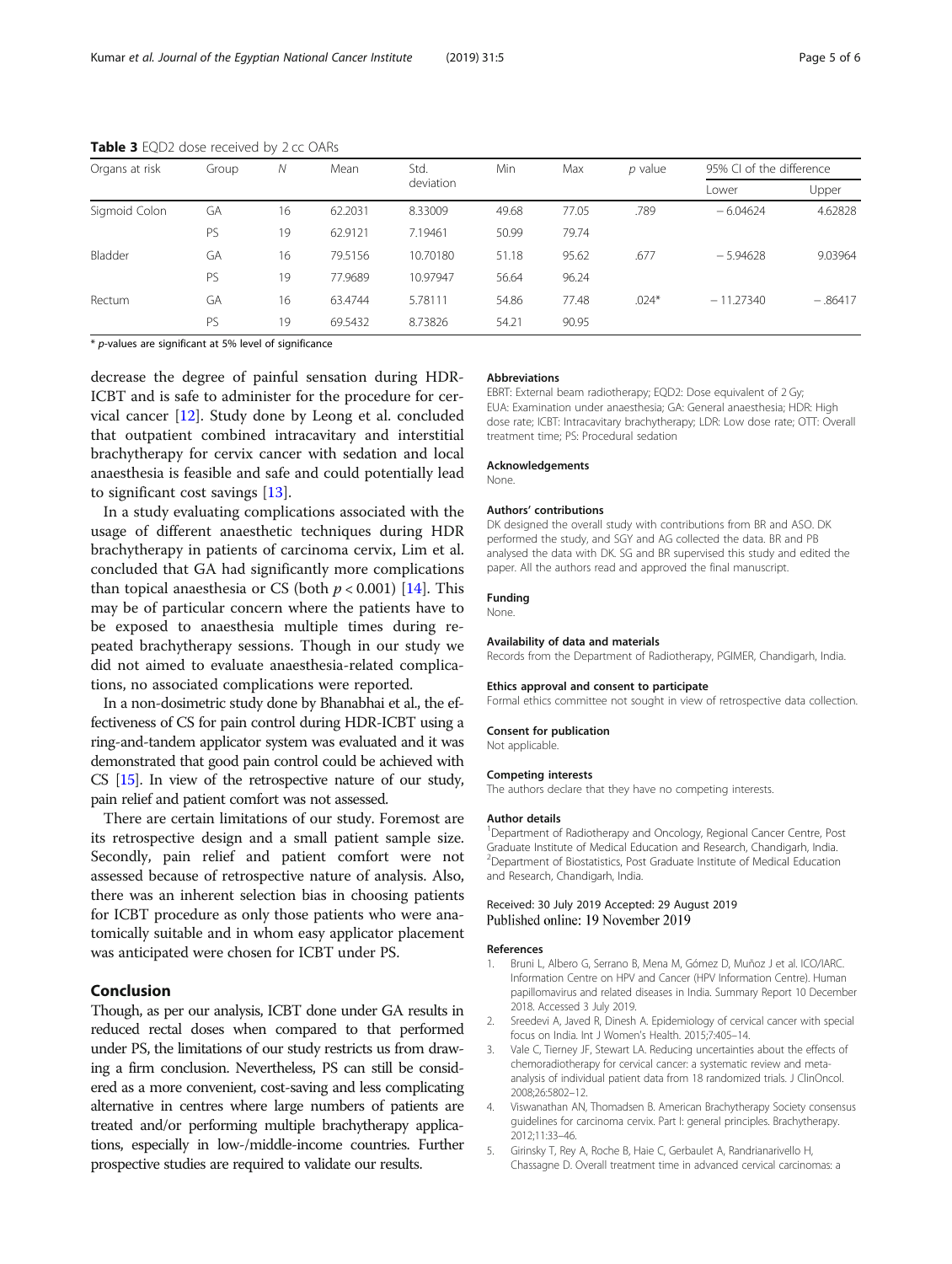**Table 3** EQD2 dose received by 2 cc OARs

| Organs at risk | Group | N | Mean | Std. deviation | Min | Max | p value | 95% CI of the difference | |
|---|---|---|---|---|---|---|---|---|---|
| | | | | | | | | Lower | Upper |
| Sigmoid Colon | GA | 16 | 62.2031 | 8.33009 | 49.68 | 77.05 | .789 | − 6.04624 | 4.62828 |
| | PS | 19 | 62.9121 | 7.19461 | 50.99 | 79.74 | | | |
| Bladder | GA | 16 | 79.5156 | 10.70180 | 51.18 | 95.62 | .677 | − 5.94628 | 9.03964 |
| | PS | 19 | 77.9689 | 10.97947 | 56.64 | 96.24 | | | |
| Rectum | GA | 16 | 63.4744 | 5.78111 | 54.86 | 77.48 | .024* | − 11.27340 | − .86417 |
| | PS | 19 | 69.5432 | 8.73826 | 54.21 | 90.95 | | | |

\* p-values are significant at 5% level of significance

decrease the degree of painful sensation during HDR-ICBT and is safe to administer for the procedure for cervical cancer [12]. Study done by Leong et al. concluded that outpatient combined intracavitary and interstitial brachytherapy for cervix cancer with sedation and local anaesthesia is feasible and safe and could potentially lead to significant cost savings [13].

In a study evaluating complications associated with the usage of different anaesthetic techniques during HDR brachytherapy in patients of carcinoma cervix, Lim et al. concluded that GA had significantly more complications than topical anaesthesia or CS (both $p < 0.001$) [14]. This may be of particular concern where the patients have to be exposed to anaesthesia multiple times during repeated brachytherapy sessions. Though in our study we did not aimed to evaluate anaesthesia-related complications, no associated complications were reported.

In a non-dosimetric study done by Bhanabhai et al., the effectiveness of CS for pain control during HDR-ICBT using a ring-and-tandem applicator system was evaluated and it was demonstrated that good pain control could be achieved with CS [15]. In view of the retrospective nature of our study, pain relief and patient comfort was not assessed.

There are certain limitations of our study. Foremost are its retrospective design and a small patient sample size. Secondly, pain relief and patient comfort were not assessed because of retrospective nature of analysis. Also, there was an inherent selection bias in choosing patients for ICBT procedure as only those patients who were anatomically suitable and in whom easy applicator placement was anticipated were chosen for ICBT under PS.

## Conclusion

Though, as per our analysis, ICBT done under GA results in reduced rectal doses when compared to that performed under PS, the limitations of our study restricts us from drawing a firm conclusion. Nevertheless, PS can still be considered as a more convenient, cost-saving and less complicating alternative in centres where large numbers of patients are treated and/or performing multiple brachytherapy applications, especially in low-/middle-income countries. Further prospective studies are required to validate our results.

### Abbreviations

EBRT: External beam radiotherapy; EQD2: Dose equivalent of 2 Gy; EUA: Examination under anaesthesia; GA: General anaesthesia; HDR: High dose rate; ICBT: Intracavitary brachytherapy; LDR: Low dose rate; OTT: Overall treatment time; PS: Procedural sedation

### Acknowledgements

None.

### Authors' contributions

DK designed the overall study with contributions from BR and ASO. DK performed the study, and SGY and AG collected the data. BR and PB analysed the data with DK. SG and BR supervised this study and edited the paper. All the authors read and approved the final manuscript.

### Funding

None.

### Availability of data and materials

Records from the Department of Radiotherapy, PGIMER, Chandigarh, India.

### Ethics approval and consent to participate

Formal ethics committee not sought in view of retrospective data collection.

### Consent for publication

Not applicable.

### Competing interests

The authors declare that they have no competing interests.

### Author details

[1]Department of Radiotherapy and Oncology, Regional Cancer Centre, Post Graduate Institute of Medical Education and Research, Chandigarh, India. [2]Department of Biostatistics, Post Graduate Institute of Medical Education and Research, Chandigarh, India.

Received: 30 July 2019 Accepted: 29 August 2019
Published online: 19 November 2019

### References

1. Bruni L, Albero G, Serrano B, Mena M, Gómez D, Muñoz J et al. ICO/IARC. Information Centre on HPV and Cancer (HPV Information Centre). Human papillomavirus and related diseases in India. Summary Report 10 December 2018. Accessed 3 July 2019.
2. Sreedevi A, Javed R, Dinesh A. Epidemiology of cervical cancer with special focus on India. Int J Women's Health. 2015;7:405–14.
3. Vale C, Tierney JF, Stewart LA. Reducing uncertainties about the effects of chemoradiotherapy for cervical cancer: a systematic review and meta-analysis of individual patient data from 18 randomized trials. J ClinOncol. 2008;26:5802–12.
4. Viswanathan AN, Thomadsen B. American Brachytherapy Society consensus guidelines for carcinoma cervix. Part I: general principles. Brachytherapy. 2012;11:33–46.
5. Girinsky T, Rey A, Roche B, Haie C, Gerbaulet A, Randrianarivello H, Chassagne D. Overall treatment time in advanced cervical carcinomas: a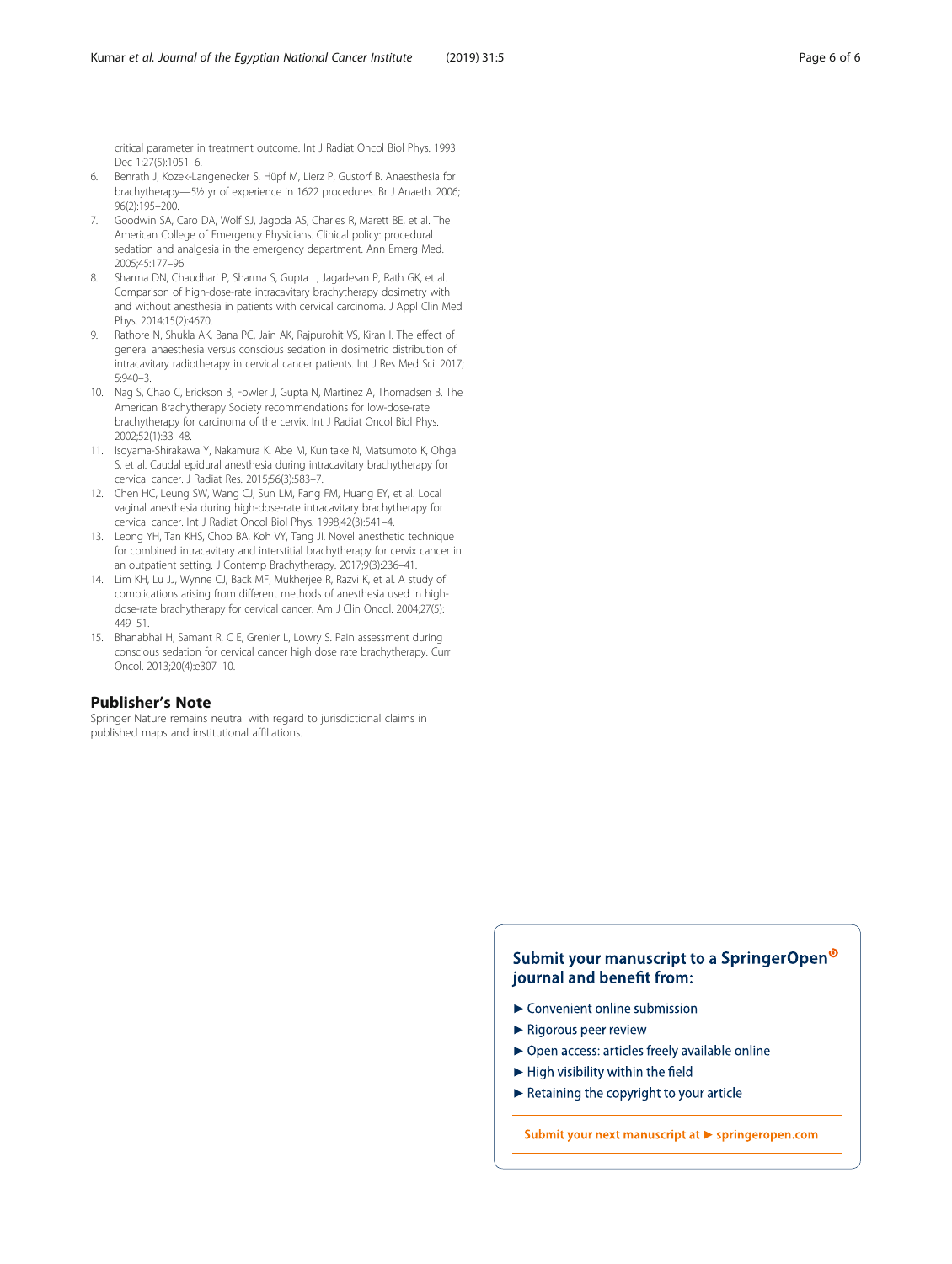critical parameter in treatment outcome. Int J Radiat Oncol Biol Phys. 1993 Dec 1;27(5):1051–6.

6. Benrath J, Kozek-Langenecker S, Hüpf M, Lierz P, Gustorf B. Anaesthesia for brachytherapy—5½ yr of experience in 1622 procedures. Br J Anaeth. 2006; 96(2):195–200.
7. Goodwin SA, Caro DA, Wolf SJ, Jagoda AS, Charles R, Marett BE, et al. The American College of Emergency Physicians. Clinical policy: procedural sedation and analgesia in the emergency department. Ann Emerg Med. 2005;45:177–96.
8. Sharma DN, Chaudhari P, Sharma S, Gupta L, Jagadesan P, Rath GK, et al. Comparison of high-dose-rate intracavitary brachytherapy dosimetry with and without anesthesia in patients with cervical carcinoma. J Appl Clin Med Phys. 2014;15(2):4670.
9. Rathore N, Shukla AK, Bana PC, Jain AK, Rajpurohit VS, Kiran I. The effect of general anaesthesia versus conscious sedation in dosimetric distribution of intracavitary radiotherapy in cervical cancer patients. Int J Res Med Sci. 2017; 5:940–3.
10. Nag S, Chao C, Erickson B, Fowler J, Gupta N, Martinez A, Thomadsen B. The American Brachytherapy Society recommendations for low-dose-rate brachytherapy for carcinoma of the cervix. Int J Radiat Oncol Biol Phys. 2002;52(1):33–48.
11. Isoyama-Shirakawa Y, Nakamura K, Abe M, Kunitake N, Matsumoto K, Ohga S, et al. Caudal epidural anesthesia during intracavitary brachytherapy for cervical cancer. J Radiat Res. 2015;56(3):583–7.
12. Chen HC, Leung SW, Wang CJ, Sun LM, Fang FM, Huang EY, et al. Local vaginal anesthesia during high-dose-rate intracavitary brachytherapy for cervical cancer. Int J Radiat Oncol Biol Phys. 1998;42(3):541–4.
13. Leong YH, Tan KHS, Choo BA, Koh VY, Tang JI. Novel anesthetic technique for combined intracavitary and interstitial brachytherapy for cervix cancer in an outpatient setting. J Contemp Brachytherapy. 2017;9(3):236–41.
14. Lim KH, Lu JJ, Wynne CJ, Back MF, Mukherjee R, Razvi K, et al. A study of complications arising from different methods of anesthesia used in high-dose-rate brachytherapy for cervical cancer. Am J Clin Oncol. 2004;27(5): 449–51.
15. Bhanabhai H, Samant R, C E, Grenier L, Lowry S. Pain assessment during conscious sedation for cervical cancer high dose rate brachytherapy. Curr Oncol. 2013;20(4):e307–10.

## Publisher's Note

Springer Nature remains neutral with regard to jurisdictional claims in published maps and institutional affiliations.

**Submit your manuscript to a SpringerOpen journal and benefit from:**

- ► Convenient online submission
- ► Rigorous peer review
- ► Open access: articles freely available online
- ► High visibility within the field
- ► Retaining the copyright to your article

**Submit your next manuscript at ► springeropen.com**